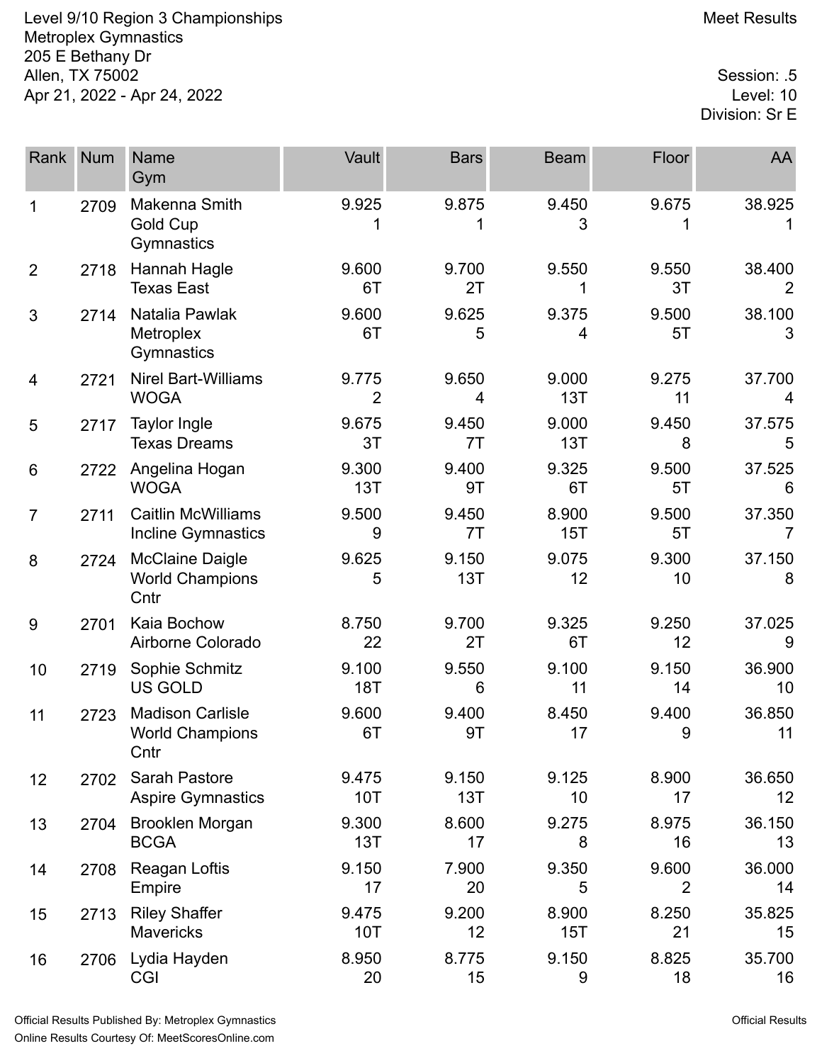Level 9/10 Region 3 Championships
Metroplex Gymnastics
205 E Bethany Dr
Allen, TX 75002
Apr 21, 2022 - Apr 24, 2022

Meet Results

Session: .5
Level: 10
Division: Sr E

| Rank | Num | Name / Gym | Vault | Bars | Beam | Floor | AA |
|---|---|---|---|---|---|---|---|
| 1 | 2709 | Makenna Smith<br>Gold Cup Gymnastics | 9.925<br>1 | 9.875<br>1 | 9.450<br>3 | 9.675<br>1 | 38.925<br>1 |
| 2 | 2718 | Hannah Hagle<br>Texas East | 9.600<br>6T | 9.700<br>2T | 9.550<br>1 | 9.550<br>3T | 38.400<br>2 |
| 3 | 2714 | Natalia Pawlak<br>Metroplex Gymnastics | 9.600<br>6T | 9.625<br>5 | 9.375<br>4 | 9.500<br>5T | 38.100<br>3 |
| 4 | 2721 | Nirel Bart-Williams<br>WOGA | 9.775<br>2 | 9.650<br>4 | 9.000<br>13T | 9.275<br>11 | 37.700<br>4 |
| 5 | 2717 | Taylor Ingle<br>Texas Dreams | 9.675<br>3T | 9.450<br>7T | 9.000<br>13T | 9.450<br>8 | 37.575<br>5 |
| 6 | 2722 | Angelina Hogan<br>WOGA | 9.300<br>13T | 9.400<br>9T | 9.325<br>6T | 9.500<br>5T | 37.525<br>6 |
| 7 | 2711 | Caitlin McWilliams<br>Incline Gymnastics | 9.500<br>9 | 9.450<br>7T | 8.900<br>15T | 9.500<br>5T | 37.350<br>7 |
| 8 | 2724 | McClaine Daigle<br>World Champions Cntr | 9.625<br>5 | 9.150<br>13T | 9.075<br>12 | 9.300<br>10 | 37.150<br>8 |
| 9 | 2701 | Kaia Bochow<br>Airborne Colorado | 8.750<br>22 | 9.700<br>2T | 9.325<br>6T | 9.250<br>12 | 37.025<br>9 |
| 10 | 2719 | Sophie Schmitz<br>US GOLD | 9.100<br>18T | 9.550<br>6 | 9.100<br>11 | 9.150<br>14 | 36.900<br>10 |
| 11 | 2723 | Madison Carlisle<br>World Champions Cntr | 9.600<br>6T | 9.400<br>9T | 8.450<br>17 | 9.400<br>9 | 36.850<br>11 |
| 12 | 2702 | Sarah Pastore<br>Aspire Gymnastics | 9.475<br>10T | 9.150<br>13T | 9.125<br>10 | 8.900<br>17 | 36.650<br>12 |
| 13 | 2704 | Brooklen Morgan<br>BCGA | 9.300<br>13T | 8.600<br>17 | 9.275<br>8 | 8.975<br>16 | 36.150<br>13 |
| 14 | 2708 | Reagan Loftis<br>Empire | 9.150<br>17 | 7.900<br>20 | 9.350<br>5 | 9.600<br>2 | 36.000<br>14 |
| 15 | 2713 | Riley Shaffer<br>Mavericks | 9.475<br>10T | 9.200<br>12 | 8.900<br>15T | 8.250<br>21 | 35.825<br>15 |
| 16 | 2706 | Lydia Hayden<br>CGI | 8.950<br>20 | 8.775<br>15 | 9.150<br>9 | 8.825<br>18 | 35.700<br>16 |

Official Results Published By: Metroplex Gymnastics
Online Results Courtesy Of: MeetScoresOnline.com

Official Results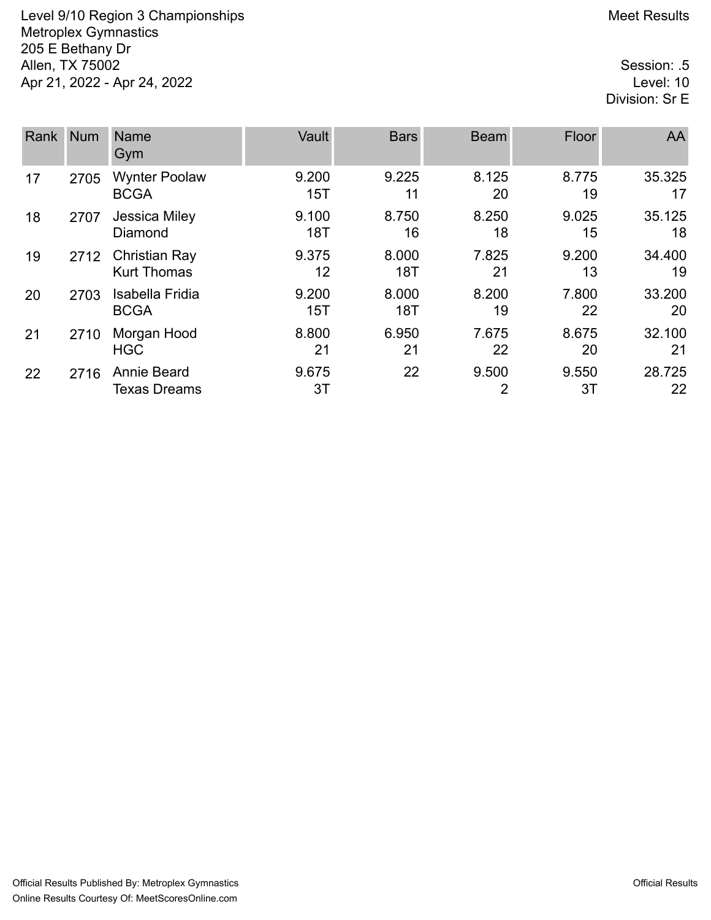Level 9/10 Region 3 Championships
Metroplex Gymnastics
205 E Bethany Dr
Allen, TX 75002
Apr 21, 2022 - Apr 24, 2022

Meet Results

Session: .5
Level: 10
Division: Sr E

| Rank | Num | Name<br>Gym | Vault | Bars | Beam | Floor | AA |
|---|---|---|---|---|---|---|---|
| 17 | 2705 | Wynter Poolaw<br>BCGA | 9.200<br>15T | 9.225<br>11 | 8.125<br>20 | 8.775<br>19 | 35.325<br>17 |
| 18 | 2707 | Jessica Miley<br>Diamond | 9.100<br>18T | 8.750<br>16 | 8.250<br>18 | 9.025<br>15 | 35.125<br>18 |
| 19 | 2712 | Christian Ray<br>Kurt Thomas | 9.375<br>12 | 8.000<br>18T | 7.825<br>21 | 9.200<br>13 | 34.400<br>19 |
| 20 | 2703 | Isabella Fridia<br>BCGA | 9.200<br>15T | 8.000<br>18T | 8.200<br>19 | 7.800<br>22 | 33.200<br>20 |
| 21 | 2710 | Morgan Hood<br>HGC | 8.800<br>21 | 6.950<br>21 | 7.675<br>22 | 8.675<br>20 | 32.100<br>21 |
| 22 | 2716 | Annie Beard<br>Texas Dreams | 9.675<br>3T | 22 | 9.500<br>2 | 9.550<br>3T | 28.725<br>22 |

Official Results Published By: Metroplex Gymnastics
Online Results Courtesy Of: MeetScoresOnline.com

Official Results